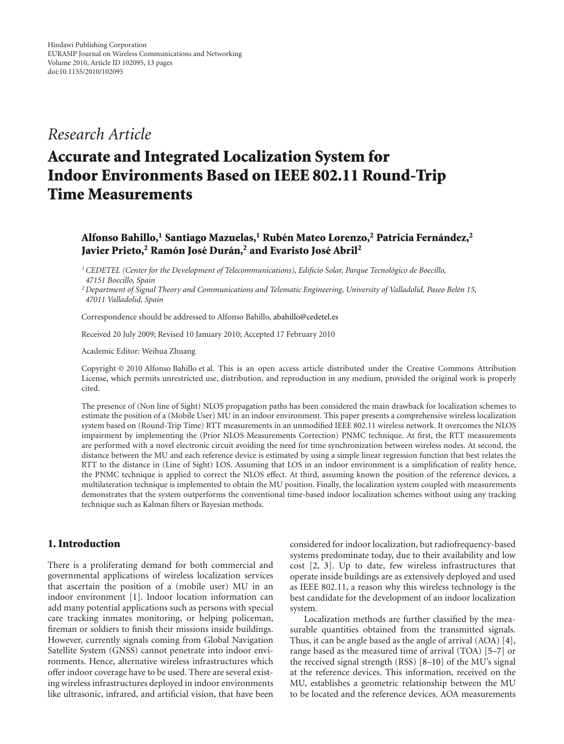Hindawi Publishing Corporation
EURASIP Journal on Wireless Communications and Networking
Volume 2010, Article ID 102095, 13 pages
doi:10.1155/2010/102095

*Research Article*

# Accurate and Integrated Localization System for Indoor Environments Based on IEEE 802.11 Round-Trip Time Measurements

**Alfonso Bahillo,[1] Santiago Mazuelas,[1] Rubén Mateo Lorenzo,[2] Patricia Fernández,[2] Javier Prieto,[2] Ramón José Durán,[2] and Evaristo José Abril[2]**

[1] *CEDETEL (Center for the Development of Telecommunications), Edificio Solar, Parque Tecnológico de Boecillo, 47151 Boecillo, Spain*

[2] *Department of Signal Theory and Communications and Telematic Engineering, University of Valladolid, Paseo Belén 15, 47011 Valladolid, Spain*

Correspondence should be addressed to Alfonso Bahillo, abahillo@cedetel.es

Received 20 July 2009; Revised 10 January 2010; Accepted 17 February 2010

Academic Editor: Weihua Zhuang

Copyright © 2010 Alfonso Bahillo et al. This is an open access article distributed under the Creative Commons Attribution License, which permits unrestricted use, distribution, and reproduction in any medium, provided the original work is properly cited.

The presence of (Non line of Sight) NLOS propagation paths has been considered the main drawback for localization schemes to estimate the position of a (Mobile User) MU in an indoor environment. This paper presents a comprehensive wireless localization system based on (Round-Trip Time) RTT measurements in an unmodified IEEE 802.11 wireless network. It overcomes the NLOS impairment by implementing the (Prior NLOS Measurements Correction) PNMC technique. At first, the RTT measurements are performed with a novel electronic circuit avoiding the need for time synchronization between wireless nodes. At second, the distance between the MU and each reference device is estimated by using a simple linear regression function that best relates the RTT to the distance in (Line of Sight) LOS. Assuming that LOS in an indoor environment is a simplification of reality hence, the PNMC technique is applied to correct the NLOS effect. At third, assuming known the position of the reference devices, a multilateration technique is implemented to obtain the MU position. Finally, the localization system coupled with measurements demonstrates that the system outperforms the conventional time-based indoor localization schemes without using any tracking technique such as Kalman filters or Bayesian methods.

## 1. Introduction

There is a proliferating demand for both commercial and governmental applications of wireless localization services that ascertain the position of a (mobile user) MU in an indoor environment [1]. Indoor location information can add many potential applications such as persons with special care tracking inmates monitoring, or helping policeman, fireman or soldiers to finish their missions inside buildings. However, currently signals coming from Global Navigation Satellite System (GNSS) cannot penetrate into indoor environments. Hence, alternative wireless infrastructures which offer indoor coverage have to be used. There are several existing wireless infrastructures deployed in indoor environments like ultrasonic, infrared, and artificial vision, that have been considered for indoor localization, but radiofrequency-based systems predominate today, due to their availability and low cost [2, 3]. Up to date, few wireless infrastructures that operate inside buildings are as extensively deployed and used as IEEE 802.11, a reason why this wireless technology is the best candidate for the development of an indoor localization system.

Localization methods are further classified by the measurable quantities obtained from the transmitted signals. Thus, it can be angle based as the angle of arrival (AOA) [4], range based as the measured time of arrival (TOA) [5–7] or the received signal strength (RSS) [8–10] of the MU's signal at the reference devices. This information, received on the MU, establishes a geometric relationship between the MU to be located and the reference devices. AOA measurements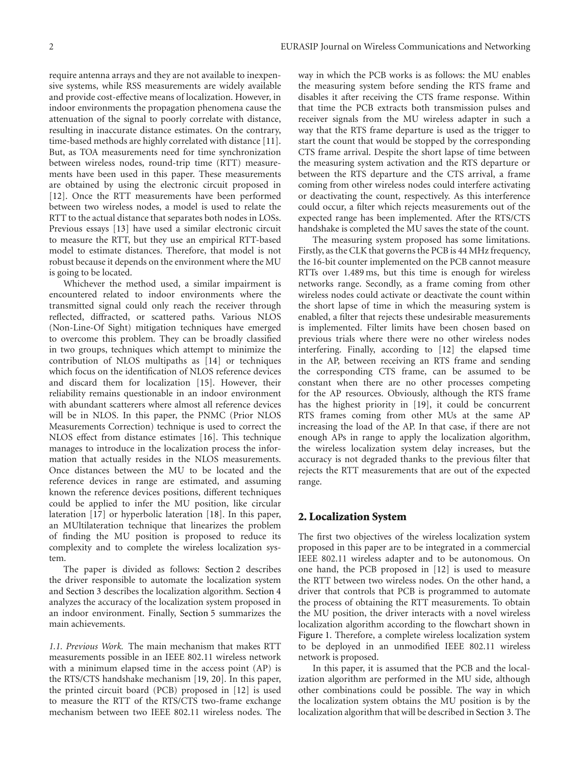require antenna arrays and they are not available to inexpensive systems, while RSS measurements are widely available and provide cost-effective means of localization. However, in indoor environments the propagation phenomena cause the attenuation of the signal to poorly correlate with distance, resulting in inaccurate distance estimates. On the contrary, time-based methods are highly correlated with distance [11]. But, as TOA measurements need for time synchronization between wireless nodes, round-trip time (RTT) measurements have been used in this paper. These measurements are obtained by using the electronic circuit proposed in [12]. Once the RTT measurements have been performed between two wireless nodes, a model is used to relate the RTT to the actual distance that separates both nodes in LOSs. Previous essays [13] have used a similar electronic circuit to measure the RTT, but they use an empirical RTT-based model to estimate distances. Therefore, that model is not robust because it depends on the environment where the MU is going to be located.

Whichever the method used, a similar impairment is encountered related to indoor environments where the transmitted signal could only reach the receiver through reflected, diffracted, or scattered paths. Various NLOS (Non-Line-Of Sight) mitigation techniques have emerged to overcome this problem. They can be broadly classified in two groups, techniques which attempt to minimize the contribution of NLOS multipaths as [14] or techniques which focus on the identification of NLOS reference devices and discard them for localization [15]. However, their reliability remains questionable in an indoor environment with abundant scatterers where almost all reference devices will be in NLOS. In this paper, the PNMC (Prior NLOS Measurements Correction) technique is used to correct the NLOS effect from distance estimates [16]. This technique manages to introduce in the localization process the information that actually resides in the NLOS measurements. Once distances between the MU to be located and the reference devices in range are estimated, and assuming known the reference devices positions, different techniques could be applied to infer the MU position, like circular lateration [17] or hyperbolic lateration [18]. In this paper, an MUltilateration technique that linearizes the problem of finding the MU position is proposed to reduce its complexity and to complete the wireless localization system.

The paper is divided as follows: Section 2 describes the driver responsible to automate the localization system and Section 3 describes the localization algorithm. Section 4 analyzes the accuracy of the localization system proposed in an indoor environment. Finally, Section 5 summarizes the main achievements.

*1.1. Previous Work.* The main mechanism that makes RTT measurements possible in an IEEE 802.11 wireless network with a minimum elapsed time in the access point (AP) is the RTS/CTS handshake mechanism [19, 20]. In this paper, the printed circuit board (PCB) proposed in [12] is used to measure the RTT of the RTS/CTS two-frame exchange mechanism between two IEEE 802.11 wireless nodes. The way in which the PCB works is as follows: the MU enables the measuring system before sending the RTS frame and disables it after receiving the CTS frame response. Within that time the PCB extracts both transmission pulses and receiver signals from the MU wireless adapter in such a way that the RTS frame departure is used as the trigger to start the count that would be stopped by the corresponding CTS frame arrival. Despite the short lapse of time between the measuring system activation and the RTS departure or between the RTS departure and the CTS arrival, a frame coming from other wireless nodes could interfere activating or deactivating the count, respectively. As this interference could occur, a filter which rejects measurements out of the expected range has been implemented. After the RTS/CTS handshake is completed the MU saves the state of the count.

The measuring system proposed has some limitations. Firstly, as the CLK that governs the PCB is 44 MHz frequency, the 16-bit counter implemented on the PCB cannot measure RTTs over 1.489 ms, but this time is enough for wireless networks range. Secondly, as a frame coming from other wireless nodes could activate or deactivate the count within the short lapse of time in which the measuring system is enabled, a filter that rejects these undesirable measurements is implemented. Filter limits have been chosen based on previous trials where there were no other wireless nodes interfering. Finally, according to [12] the elapsed time in the AP, between receiving an RTS frame and sending the corresponding CTS frame, can be assumed to be constant when there are no other processes competing for the AP resources. Obviously, although the RTS frame has the highest priority in [19], it could be concurrent RTS frames coming from other MUs at the same AP increasing the load of the AP. In that case, if there are not enough APs in range to apply the localization algorithm, the wireless localization system delay increases, but the accuracy is not degraded thanks to the previous filter that rejects the RTT measurements that are out of the expected range.

## 2. Localization System

The first two objectives of the wireless localization system proposed in this paper are to be integrated in a commercial IEEE 802.11 wireless adapter and to be autonomous. On one hand, the PCB proposed in [12] is used to measure the RTT between two wireless nodes. On the other hand, a driver that controls that PCB is programmed to automate the process of obtaining the RTT measurements. To obtain the MU position, the driver interacts with a novel wireless localization algorithm according to the flowchart shown in Figure 1. Therefore, a complete wireless localization system to be deployed in an unmodified IEEE 802.11 wireless network is proposed.

In this paper, it is assumed that the PCB and the localization algorithm are performed in the MU side, although other combinations could be possible. The way in which the localization system obtains the MU position is by the localization algorithm that will be described in Section 3. The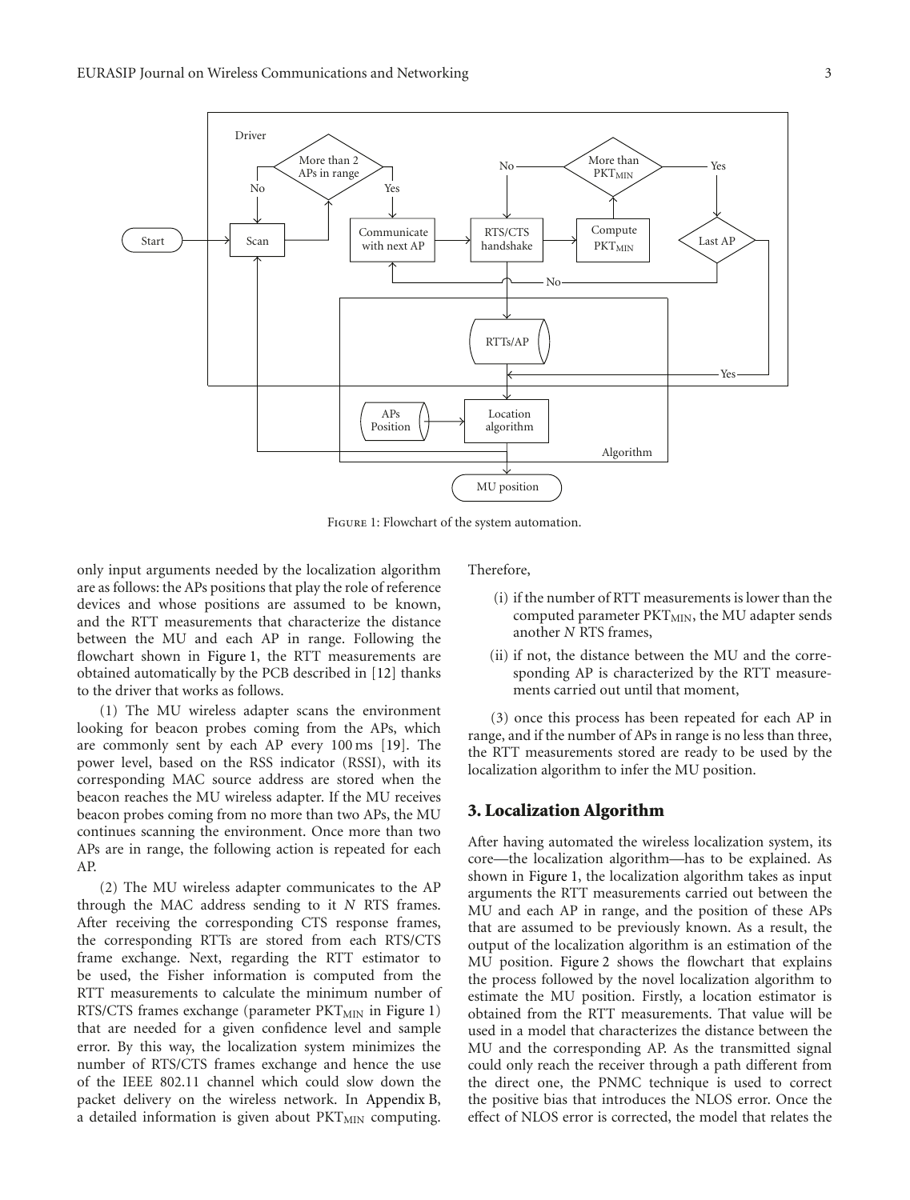Figure 1: Flowchart of the system automation.

only input arguments needed by the localization algorithm are as follows: the APs positions that play the role of reference devices and whose positions are assumed to be known, and the RTT measurements that characterize the distance between the MU and each AP in range. Following the flowchart shown in Figure 1, the RTT measurements are obtained automatically by the PCB described in [12] thanks to the driver that works as follows.

(1) The MU wireless adapter scans the environment looking for beacon probes coming from the APs, which are commonly sent by each AP every 100 ms [19]. The power level, based on the RSS indicator (RSSI), with its corresponding MAC source address are stored when the beacon reaches the MU wireless adapter. If the MU receives beacon probes coming from no more than two APs, the MU continues scanning the environment. Once more than two APs are in range, the following action is repeated for each AP.

(2) The MU wireless adapter communicates to the AP through the MAC address sending to it $N$ RTS frames. After receiving the corresponding CTS response frames, the corresponding RTTs are stored from each RTS/CTS frame exchange. Next, regarding the RTT estimator to be used, the Fisher information is computed from the RTT measurements to calculate the minimum number of RTS/CTS frames exchange (parameter $PKT_{MIN}$ in Figure 1) that are needed for a given confidence level and sample error. By this way, the localization system minimizes the number of RTS/CTS frames exchange and hence the use of the IEEE 802.11 channel which could slow down the packet delivery on the wireless network. In Appendix B, a detailed information is given about $PKT_{MIN}$ computing. Therefore,

(i) if the number of RTT measurements is lower than the computed parameter $PKT_{MIN}$, the MU adapter sends another $N$ RTS frames,

(ii) if not, the distance between the MU and the corresponding AP is characterized by the RTT measurements carried out until that moment,

(3) once this process has been repeated for each AP in range, and if the number of APs in range is no less than three, the RTT measurements stored are ready to be used by the localization algorithm to infer the MU position.

## 3. Localization Algorithm

After having automated the wireless localization system, its core—the localization algorithm—has to be explained. As shown in Figure 1, the localization algorithm takes as input arguments the RTT measurements carried out between the MU and each AP in range, and the position of these APs that are assumed to be previously known. As a result, the output of the localization algorithm is an estimation of the MU position. Figure 2 shows the flowchart that explains the process followed by the novel localization algorithm to estimate the MU position. Firstly, a location estimator is obtained from the RTT measurements. That value will be used in a model that characterizes the distance between the MU and the corresponding AP. As the transmitted signal could only reach the receiver through a path different from the direct one, the PNMC technique is used to correct the positive bias that introduces the NLOS error. Once the effect of NLOS error is corrected, the model that relates the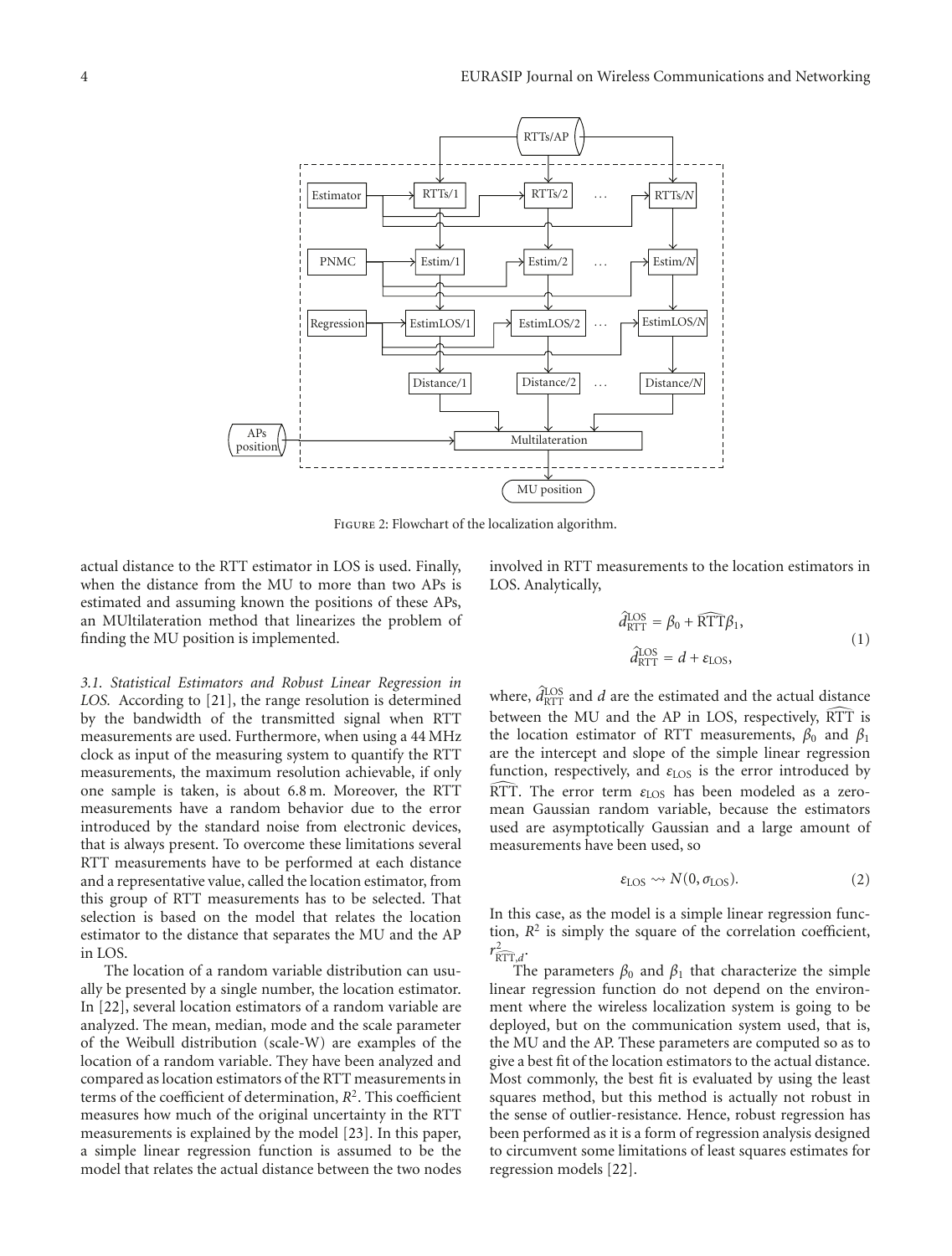Figure 2: Flowchart of the localization algorithm.

actual distance to the RTT estimator in LOS is used. Finally, when the distance from the MU to more than two APs is estimated and assuming known the positions of these APs, an MUltilateration method that linearizes the problem of finding the MU position is implemented.

*3.1. Statistical Estimators and Robust Linear Regression in LOS.* According to [21], the range resolution is determined by the bandwidth of the transmitted signal when RTT measurements are used. Furthermore, when using a 44 MHz clock as input of the measuring system to quantify the RTT measurements, the maximum resolution achievable, if only one sample is taken, is about 6.8 m. Moreover, the RTT measurements have a random behavior due to the error introduced by the standard noise from electronic devices, that is always present. To overcome these limitations several RTT measurements have to be performed at each distance and a representative value, called the location estimator, from this group of RTT measurements has to be selected. That selection is based on the model that relates the location estimator to the distance that separates the MU and the AP in LOS.

The location of a random variable distribution can usually be presented by a single number, the location estimator. In [22], several location estimators of a random variable are analyzed. The mean, median, mode and the scale parameter of the Weibull distribution (scale-W) are examples of the location of a random variable. They have been analyzed and compared as location estimators of the RTT measurements in terms of the coefficient of determination, $R^2$. This coefficient measures how much of the original uncertainty in the RTT measurements is explained by the model [23]. In this paper, a simple linear regression function is assumed to be the model that relates the actual distance between the two nodes involved in RTT measurements to the location estimators in LOS. Analytically,

$$\hat{d}_{\text{RTT}}^{\text{LOS}} = \beta_0 + \widehat{\text{RTT}}\beta_1,$$
$$\hat{d}_{\text{RTT}}^{\text{LOS}} = d + \varepsilon_{\text{LOS}}, \tag{1}$$

where, $\hat{d}_{\text{RTT}}^{\text{LOS}}$ and $d$ are the estimated and the actual distance between the MU and the AP in LOS, respectively, $\widehat{\text{RTT}}$ is the location estimator of RTT measurements, $\beta_0$ and $\beta_1$ are the intercept and slope of the simple linear regression function, respectively, and $\varepsilon_{\text{LOS}}$ is the error introduced by $\widehat{\text{RTT}}$. The error term $\varepsilon_{\text{LOS}}$ has been modeled as a zero-mean Gaussian random variable, because the estimators used are asymptotically Gaussian and a large amount of measurements have been used, so

$$\varepsilon_{\text{LOS}} \rightsquigarrow N(0, \sigma_{\text{LOS}}). \tag{2}$$

In this case, as the model is a simple linear regression function, $R^2$ is simply the square of the correlation coefficient, $r^2_{\widehat{\text{RTT}},d}$.

The parameters $\beta_0$ and $\beta_1$ that characterize the simple linear regression function do not depend on the environment where the wireless localization system is going to be deployed, but on the communication system used, that is, the MU and the AP. These parameters are computed so as to give a best fit of the location estimators to the actual distance. Most commonly, the best fit is evaluated by using the least squares method, but this method is actually not robust in the sense of outlier-resistance. Hence, robust regression has been performed as it is a form of regression analysis designed to circumvent some limitations of least squares estimates for regression models [22].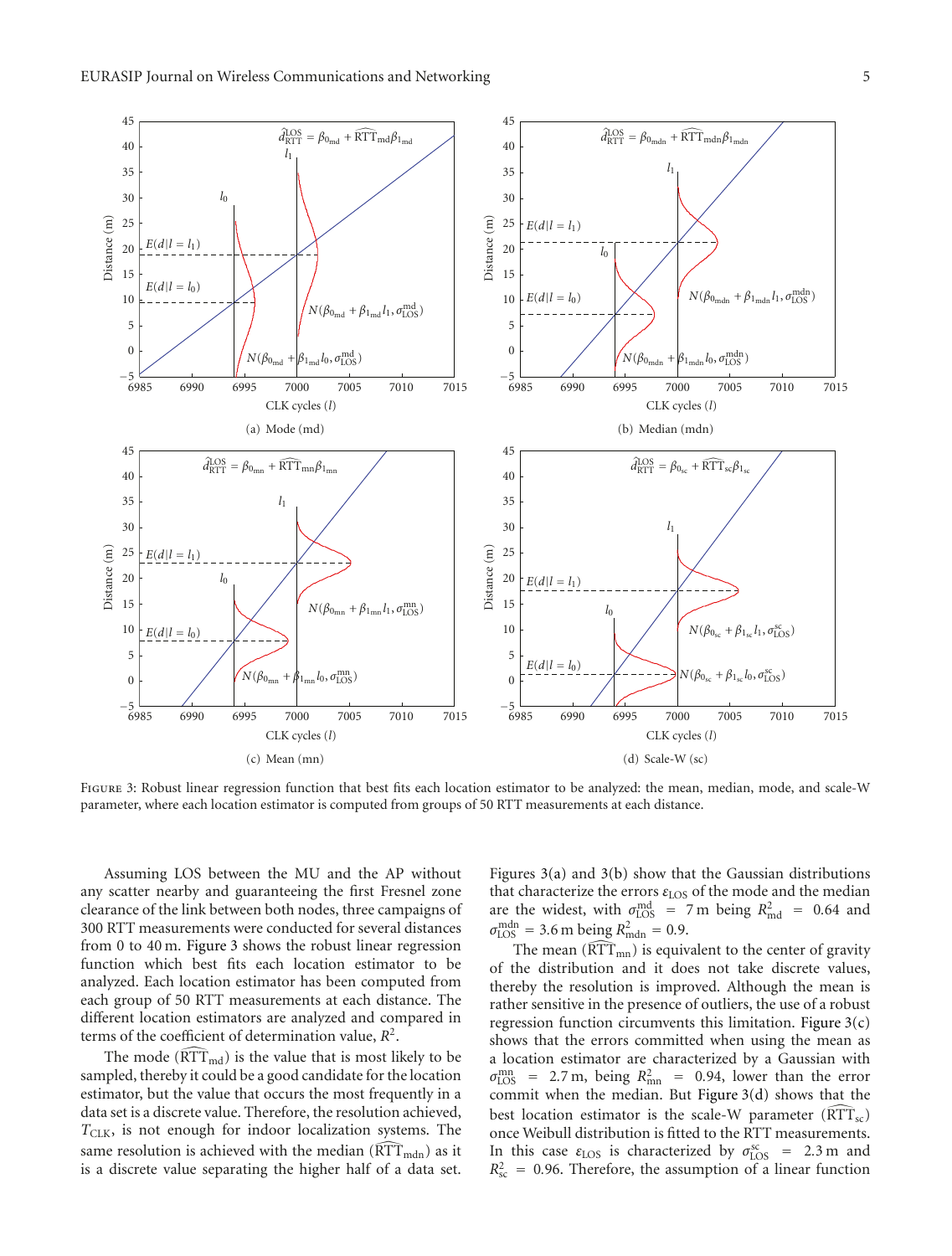Figure 3: Robust linear regression function that best fits each location estimator to be analyzed: the mean, median, mode, and scale-W parameter, where each location estimator is computed from groups of 50 RTT measurements at each distance.

Assuming LOS between the MU and the AP without any scatter nearby and guaranteeing the first Fresnel zone clearance of the link between both nodes, three campaigns of 300 RTT measurements were conducted for several distances from 0 to 40 m. Figure 3 shows the robust linear regression function which best fits each location estimator to be analyzed. Each location estimator has been computed from each group of 50 RTT measurements at each distance. The different location estimators are analyzed and compared in terms of the coefficient of determination value, $R^2$.

The mode ($\widehat{\mathrm{RTT}}_{\mathrm{md}}$) is the value that is most likely to be sampled, thereby it could be a good candidate for the location estimator, but the value that occurs the most frequently in a data set is a discrete value. Therefore, the resolution achieved, $T_{\mathrm{CLK}}$, is not enough for indoor localization systems. The same resolution is achieved with the median ($\widehat{\mathrm{RTT}}_{\mathrm{mdn}}$) as it is a discrete value separating the higher half of a data set. Figures 3(a) and 3(b) show that the Gaussian distributions that characterize the errors $\varepsilon_{\mathrm{LOS}}$ of the mode and the median are the widest, with $\sigma_{\mathrm{LOS}}^{\mathrm{md}} = 7$ m being $R_{\mathrm{md}}^2 = 0.64$ and $\sigma_{\mathrm{LOS}}^{\mathrm{mdn}} = 3.6$ m being $R_{\mathrm{mdn}}^2 = 0.9$.

The mean ($\widehat{\mathrm{RTT}}_{\mathrm{mn}}$) is equivalent to the center of gravity of the distribution and it does not take discrete values, thereby the resolution is improved. Although the mean is rather sensitive in the presence of outliers, the use of a robust regression function circumvents this limitation. Figure 3(c) shows that the errors committed when using the mean as a location estimator are characterized by a Gaussian with $\sigma_{\mathrm{LOS}}^{\mathrm{mn}} = 2.7$ m, being $R_{\mathrm{mn}}^2 = 0.94$, lower than the error commit when the median. But Figure 3(d) shows that the best location estimator is the scale-W parameter ($\widehat{\mathrm{RTT}}_{\mathrm{sc}}$) once Weibull distribution is fitted to the RTT measurements. In this case $\varepsilon_{\mathrm{LOS}}$ is characterized by $\sigma_{\mathrm{LOS}}^{\mathrm{sc}} = 2.3$ m and $R_{\mathrm{sc}}^2 = 0.96$. Therefore, the assumption of a linear function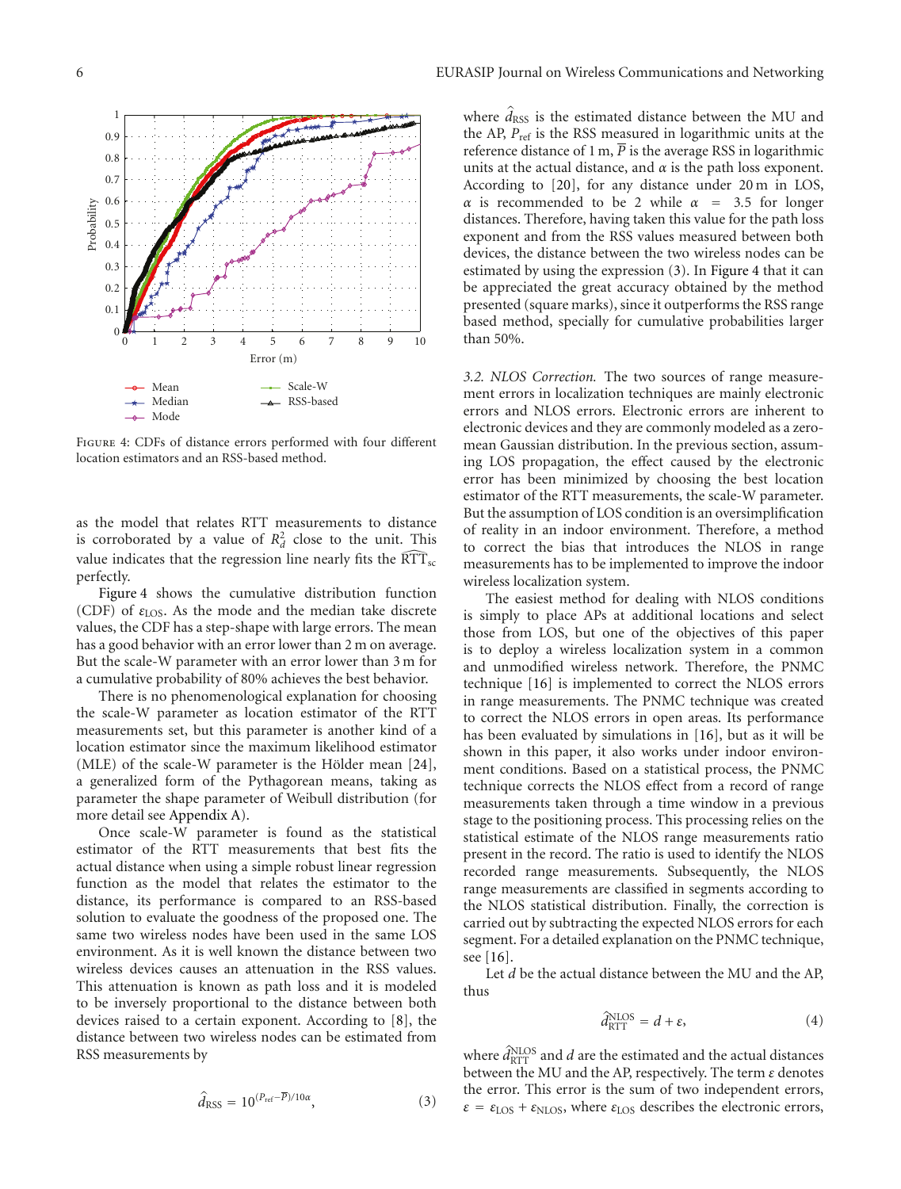Figure 4: CDFs of distance errors performed with four different location estimators and an RSS-based method.

as the model that relates RTT measurements to distance is corroborated by a value of $R_d^2$ close to the unit. This value indicates that the regression line nearly fits the $\widehat{\mathrm{RTT}}_{\mathrm{sc}}$ perfectly.

Figure 4 shows the cumulative distribution function (CDF) of $\varepsilon_{\mathrm{LOS}}$. As the mode and the median take discrete values, the CDF has a step-shape with large errors. The mean has a good behavior with an error lower than 2 m on average. But the scale-W parameter with an error lower than 3 m for a cumulative probability of 80% achieves the best behavior.

There is no phenomenological explanation for choosing the scale-W parameter as location estimator of the RTT measurements set, but this parameter is another kind of a location estimator since the maximum likelihood estimator (MLE) of the scale-W parameter is the Hölder mean [24], a generalized form of the Pythagorean means, taking as parameter the shape parameter of Weibull distribution (for more detail see Appendix A).

Once scale-W parameter is found as the statistical estimator of the RTT measurements that best fits the actual distance when using a simple robust linear regression function as the model that relates the estimator to the distance, its performance is compared to an RSS-based solution to evaluate the goodness of the proposed one. The same two wireless nodes have been used in the same LOS environment. As it is well known the distance between two wireless devices causes an attenuation in the RSS values. This attenuation is known as path loss and it is modeled to be inversely proportional to the distance between both devices raised to a certain exponent. According to [8], the distance between two wireless nodes can be estimated from RSS measurements by

$$\hat{d}_{\mathrm{RSS}} = 10^{(P_{\mathrm{ref}} - \overline{P})/10\alpha}, \tag{3}$$

where $\hat{d}_{\mathrm{RSS}}$ is the estimated distance between the MU and the AP, $P_{\mathrm{ref}}$ is the RSS measured in logarithmic units at the reference distance of 1 m, $\overline{P}$ is the average RSS in logarithmic units at the actual distance, and $\alpha$ is the path loss exponent. According to [20], for any distance under 20 m in LOS, $\alpha$ is recommended to be 2 while $\alpha = 3.5$ for longer distances. Therefore, having taken this value for the path loss exponent and from the RSS values measured between both devices, the distance between the two wireless nodes can be estimated by using the expression (3). In Figure 4 that it can be appreciated the great accuracy obtained by the method presented (square marks), since it outperforms the RSS range based method, specially for cumulative probabilities larger than 50%.

*3.2. NLOS Correction.* The two sources of range measurement errors in localization techniques are mainly electronic errors and NLOS errors. Electronic errors are inherent to electronic devices and they are commonly modeled as a zero-mean Gaussian distribution. In the previous section, assuming LOS propagation, the effect caused by the electronic error has been minimized by choosing the best location estimator of the RTT measurements, the scale-W parameter. But the assumption of LOS condition is an oversimplification of reality in an indoor environment. Therefore, a method to correct the bias that introduces the NLOS in range measurements has to be implemented to improve the indoor wireless localization system.

The easiest method for dealing with NLOS conditions is simply to place APs at additional locations and select those from LOS, but one of the objectives of this paper is to deploy a wireless localization system in a common and unmodified wireless network. Therefore, the PNMC technique [16] is implemented to correct the NLOS errors in range measurements. The PNMC technique was created to correct the NLOS errors in open areas. Its performance has been evaluated by simulations in [16], but as it will be shown in this paper, it also works under indoor environment conditions. Based on a statistical process, the PNMC technique corrects the NLOS effect from a record of range measurements taken through a time window in a previous stage to the positioning process. This processing relies on the statistical estimate of the NLOS range measurements ratio present in the record. The ratio is used to identify the NLOS recorded range measurements. Subsequently, the NLOS range measurements are classified in segments according to the NLOS statistical distribution. Finally, the correction is carried out by subtracting the expected NLOS errors for each segment. For a detailed explanation on the PNMC technique, see [16].

Let $d$ be the actual distance between the MU and the AP, thus

$$\hat{d}_{\mathrm{RTT}}^{\mathrm{NLOS}} = d + \varepsilon, \tag{4}$$

where $\hat{d}_{\mathrm{RTT}}^{\mathrm{NLOS}}$ and $d$ are the estimated and the actual distances between the MU and the AP, respectively. The term $\varepsilon$ denotes the error. This error is the sum of two independent errors, $\varepsilon = \varepsilon_{\mathrm{LOS}} + \varepsilon_{\mathrm{NLOS}}$, where $\varepsilon_{\mathrm{LOS}}$ describes the electronic errors,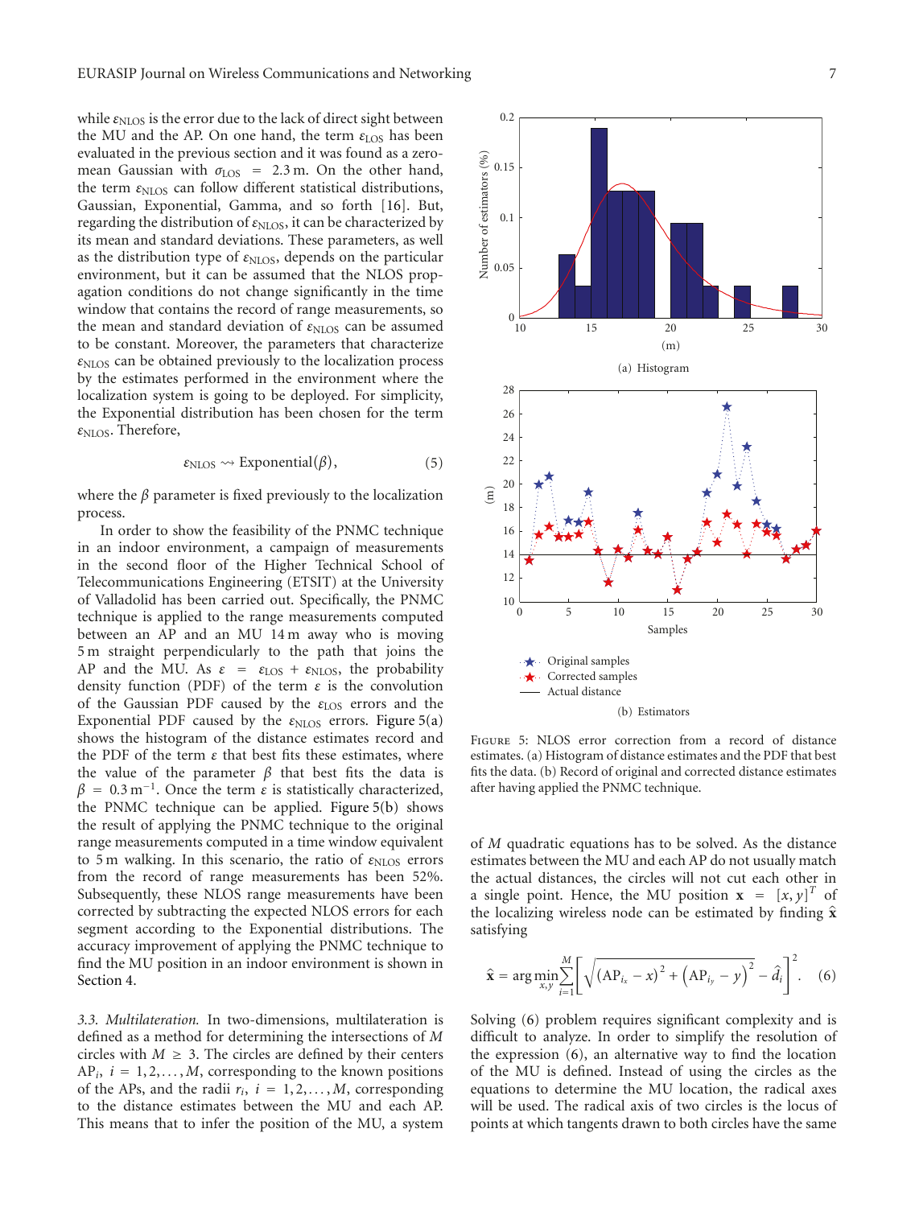while $\varepsilon_{\text{NLOS}}$ is the error due to the lack of direct sight between the MU and the AP. On one hand, the term $\varepsilon_{\text{LOS}}$ has been evaluated in the previous section and it was found as a zero-mean Gaussian with $\sigma_{\text{LOS}} = 2.3$ m. On the other hand, the term $\varepsilon_{\text{NLOS}}$ can follow different statistical distributions, Gaussian, Exponential, Gamma, and so forth [16]. But, regarding the distribution of $\varepsilon_{\text{NLOS}}$, it can be characterized by its mean and standard deviations. These parameters, as well as the distribution type of $\varepsilon_{\text{NLOS}}$, depends on the particular environment, but it can be assumed that the NLOS propagation conditions do not change significantly in the time window that contains the record of range measurements, so the mean and standard deviation of $\varepsilon_{\text{NLOS}}$ can be assumed to be constant. Moreover, the parameters that characterize $\varepsilon_{\text{NLOS}}$ can be obtained previously to the localization process by the estimates performed in the environment where the localization system is going to be deployed. For simplicity, the Exponential distribution has been chosen for the term $\varepsilon_{\text{NLOS}}$. Therefore,

$$\varepsilon_{\text{NLOS}} \rightsquigarrow \text{Exponential}(\beta), \tag{5}$$

where the $\beta$ parameter is fixed previously to the localization process.

In order to show the feasibility of the PNMC technique in an indoor environment, a campaign of measurements in the second floor of the Higher Technical School of Telecommunications Engineering (ETSIT) at the University of Valladolid has been carried out. Specifically, the PNMC technique is applied to the range measurements computed between an AP and an MU 14 m away who is moving 5 m straight perpendicularly to the path that joins the AP and the MU. As $\varepsilon = \varepsilon_{\text{LOS}} + \varepsilon_{\text{NLOS}}$, the probability density function (PDF) of the term $\varepsilon$ is the convolution of the Gaussian PDF caused by the $\varepsilon_{\text{LOS}}$ errors and the Exponential PDF caused by the $\varepsilon_{\text{NLOS}}$ errors. Figure 5(a) shows the histogram of the distance estimates record and the PDF of the term $\varepsilon$ that best fits these estimates, where the value of the parameter $\beta$ that best fits the data is $\beta = 0.3\,\text{m}^{-1}$. Once the term $\varepsilon$ is statistically characterized, the PNMC technique can be applied. Figure 5(b) shows the result of applying the PNMC technique to the original range measurements computed in a time window equivalent to 5 m walking. In this scenario, the ratio of $\varepsilon_{\text{NLOS}}$ errors from the record of range measurements has been 52%. Subsequently, these NLOS range measurements have been corrected by subtracting the expected NLOS errors for each segment according to the Exponential distributions. The accuracy improvement of applying the PNMC technique to find the MU position in an indoor environment is shown in Section 4.

(a) Histogram

(b) Estimators

Figure 5: NLOS error correction from a record of distance estimates. (a) Histogram of distance estimates and the PDF that best fits the data. (b) Record of original and corrected distance estimates after having applied the PNMC technique.

*3.3. Multilateration.* In two-dimensions, multilateration is defined as a method for determining the intersections of $M$ circles with $M \geq 3$. The circles are defined by their centers $\text{AP}_i$, $i = 1, 2, \ldots, M$, corresponding to the known positions of the APs, and the radii $r_i$, $i = 1, 2, \ldots, M$, corresponding to the distance estimates between the MU and each AP. This means that to infer the position of the MU, a system of $M$ quadratic equations has to be solved. As the distance estimates between the MU and each AP do not usually match the actual distances, the circles will not cut each other in a single point. Hence, the MU position $\mathbf{x} = [x, y]^T$ of the localizing wireless node can be estimated by finding $\hat{\mathbf{x}}$ satisfying

$$\hat{\mathbf{x}} = \arg\min_{x,y} \sum_{i=1}^{M} \left[ \sqrt{\left(\text{AP}_{i_x} - x\right)^2 + \left(\text{AP}_{i_y} - y\right)^2} - \hat{d}_i \right]^2. \tag{6}$$

Solving (6) problem requires significant complexity and is difficult to analyze. In order to simplify the resolution of the expression (6), an alternative way to find the location of the MU is defined. Instead of using the circles as the equations to determine the MU location, the radical axes will be used. The radical axis of two circles is the locus of points at which tangents drawn to both circles have the same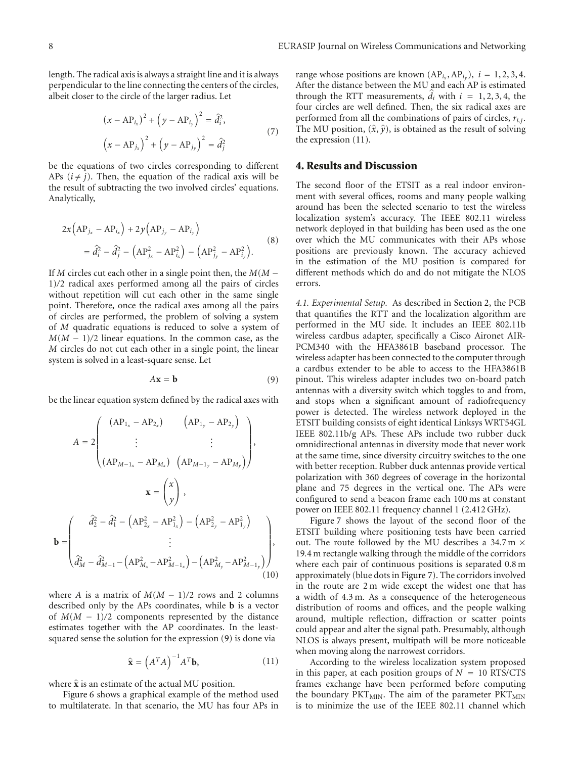length. The radical axis is always a straight line and it is always perpendicular to the line connecting the centers of the circles, albeit closer to the circle of the larger radius. Let

$$
\begin{aligned}
(x - \mathrm{AP}_{i_x})^2 + (y - \mathrm{AP}_{i_y})^2 &= \hat{d}_i^2, \\
(x - \mathrm{AP}_{j_x})^2 + (y - \mathrm{AP}_{j_y})^2 &= \hat{d}_j^2
\end{aligned}
\tag{7}
$$

be the equations of two circles corresponding to different APs ($i \neq j$). Then, the equation of the radical axis will be the result of subtracting the two involved circles' equations. Analytically,

$$
\begin{aligned}
&2x\left(\mathrm{AP}_{j_x} - \mathrm{AP}_{i_x}\right) + 2y\left(\mathrm{AP}_{j_y} - \mathrm{AP}_{i_y}\right) \\
&\quad = \hat{d}_i^2 - \hat{d}_j^2 - \left(\mathrm{AP}_{j_x}^2 - \mathrm{AP}_{i_x}^2\right) - \left(\mathrm{AP}_{j_y}^2 - \mathrm{AP}_{i_y}^2\right).
\end{aligned}
\tag{8}
$$

If $M$ circles cut each other in a single point then, the $M(M-1)/2$ radical axes performed among all the pairs of circles without repetition will cut each other in the same single point. Therefore, once the radical axes among all the pairs of circles are performed, the problem of solving a system of $M$ quadratic equations is reduced to solve a system of $M(M-1)/2$ linear equations. In the common case, as the $M$ circles do not cut each other in a single point, the linear system is solved in a least-square sense. Let

$$
A\mathbf{x} = \mathbf{b} \tag{9}
$$

be the linear equation system defined by the radical axes with

$$
A = 2\begin{pmatrix}
(\mathrm{AP}_{1_x} - \mathrm{AP}_{2_x}) & \left(\mathrm{AP}_{1_y} - \mathrm{AP}_{2_y}\right) \\
\vdots & \vdots \\
(\mathrm{AP}_{M-1_x} - \mathrm{AP}_{M_x}) & \left(\mathrm{AP}_{M-1_y} - \mathrm{AP}_{M_y}\right)
\end{pmatrix},
$$

$$
\mathbf{x} = \begin{pmatrix} x \\ y \end{pmatrix},
$$

$$
\mathbf{b} = \begin{pmatrix}
\hat{d}_2^2 - \hat{d}_1^2 - \left(\mathrm{AP}_{2_x}^2 - \mathrm{AP}_{1_x}^2\right) - \left(\mathrm{AP}_{2_y}^2 - \mathrm{AP}_{1_y}^2\right) \\
\vdots \\
\hat{d}_M^2 - \hat{d}_{M-1}^2 - \left(\mathrm{AP}_{M_x}^2 - \mathrm{AP}_{M-1_x}^2\right) - \left(\mathrm{AP}_{M_y}^2 - \mathrm{AP}_{M-1_y}^2\right)
\end{pmatrix},
\tag{10}
$$

where $A$ is a matrix of $M(M-1)/2$ rows and 2 columns described only by the APs coordinates, while $\mathbf{b}$ is a vector of $M(M-1)/2$ components represented by the distance estimates together with the AP coordinates. In the least-squared sense the solution for the expression (9) is done via

$$
\hat{\mathbf{x}} = \left(A^T A\right)^{-1} A^T \mathbf{b}, \tag{11}
$$

where $\hat{\mathbf{x}}$ is an estimate of the actual MU position.

Figure 6 shows a graphical example of the method used to multilaterate. In that scenario, the MU has four APs in range whose positions are known $(\mathrm{AP}_{i_x}, \mathrm{AP}_{i_y})$, $i = 1, 2, 3, 4$. After the distance between the MU and each AP is estimated through the RTT measurements, $\hat{d}_i$ with $i = 1, 2, 3, 4$, the four circles are well defined. Then, the six radical axes are performed from all the combinations of pairs of circles, $r_{i,j}$. The MU position, $(\hat{x}, \hat{y})$, is obtained as the result of solving the expression (11).

## 4. Results and Discussion

The second floor of the ETSIT as a real indoor environment with several offices, rooms and many people walking around has been the selected scenario to test the wireless localization system's accuracy. The IEEE 802.11 wireless network deployed in that building has been used as the one over which the MU communicates with their APs whose positions are previously known. The accuracy achieved in the estimation of the MU position is compared for different methods which do and do not mitigate the NLOS errors.

*4.1. Experimental Setup.* As described in Section 2, the PCB that quantifies the RTT and the localization algorithm are performed in the MU side. It includes an IEEE 802.11b wireless cardbus adapter, specifically a Cisco Aironet AIR-PCM340 with the HFA3861B baseband processor. The wireless adapter has been connected to the computer through a cardbus extender to be able to access to the HFA3861B pinout. This wireless adapter includes two on-board patch antennas with a diversity switch which toggles to and from, and stops when a significant amount of radiofrequency power is detected. The wireless network deployed in the ETSIT building consists of eight identical Linksys WRT54GL IEEE 802.11b/g APs. These APs include two rubber duck omnidirectional antennas in diversity mode that never work at the same time, since diversity circuitry switches to the one with better reception. Rubber duck antennas provide vertical polarization with 360 degrees of coverage in the horizontal plane and 75 degrees in the vertical one. The APs were configured to send a beacon frame each 100 ms at constant power on IEEE 802.11 frequency channel 1 (2.412 GHz).

Figure 7 shows the layout of the second floor of the ETSIT building where positioning tests have been carried out. The route followed by the MU describes a 34.7 m × 19.4 m rectangle walking through the middle of the corridors where each pair of continuous positions is separated 0.8 m approximately (blue dots in Figure 7). The corridors involved in the route are 2 m wide except the widest one that has a width of 4.3 m. As a consequence of the heterogeneous distribution of rooms and offices, and the people walking around, multiple reflection, diffraction or scatter points could appear and alter the signal path. Presumably, although NLOS is always present, multipath will be more noticeable when moving along the narrowest corridors.

According to the wireless localization system proposed in this paper, at each position groups of $N = 10$ RTS/CTS frames exchange have been performed before computing the boundary $\mathrm{PKT_{MIN}}$. The aim of the parameter $\mathrm{PKT_{MIN}}$ is to minimize the use of the IEEE 802.11 channel which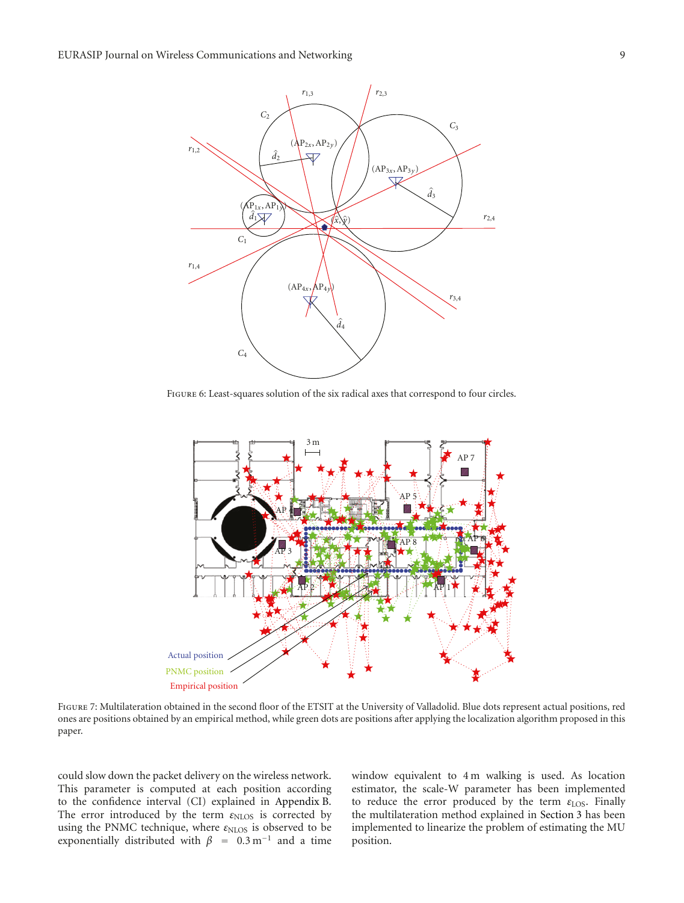Figure 6: Least-squares solution of the six radical axes that correspond to four circles.

Figure 7: Multilateration obtained in the second floor of the ETSIT at the University of Valladolid. Blue dots represent actual positions, red ones are positions obtained by an empirical method, while green dots are positions after applying the localization algorithm proposed in this paper.

could slow down the packet delivery on the wireless network. This parameter is computed at each position according to the confidence interval (CI) explained in Appendix B. The error introduced by the term $\varepsilon_{\text{NLOS}}$ is corrected by using the PNMC technique, where $\varepsilon_{\text{NLOS}}$ is observed to be exponentially distributed with $\beta = 0.3\,\text{m}^{-1}$ and a time window equivalent to 4 m walking is used. As location estimator, the scale-W parameter has been implemented to reduce the error produced by the term $\varepsilon_{\text{LOS}}$. Finally the multilateration method explained in Section 3 has been implemented to linearize the problem of estimating the MU position.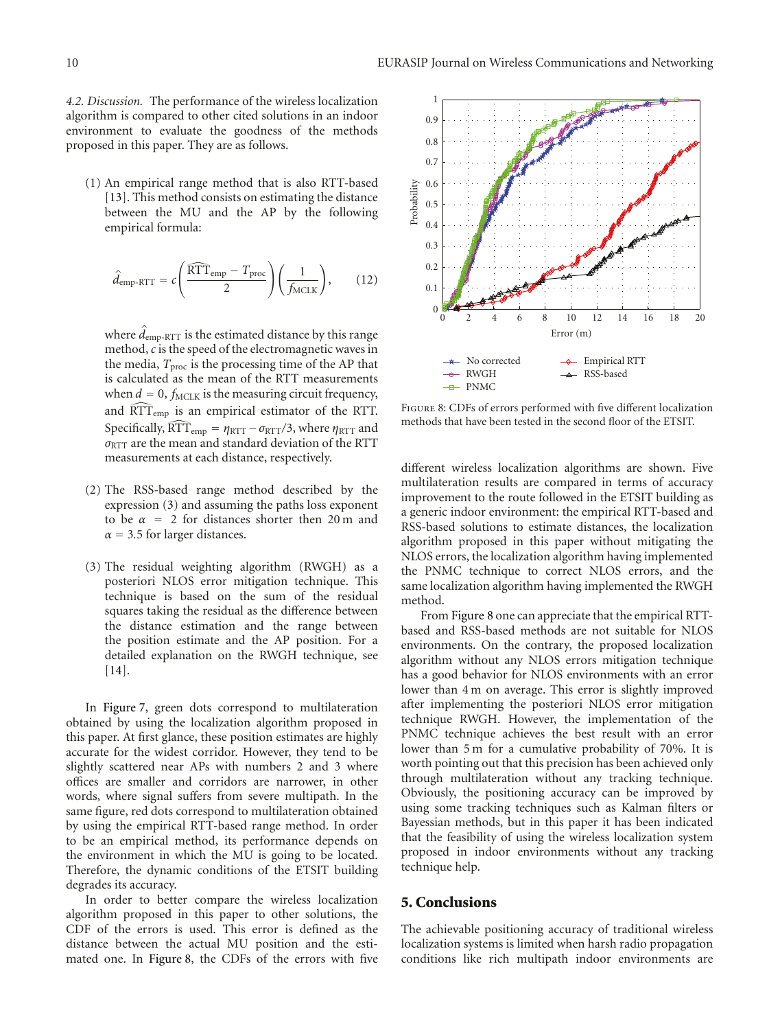*4.2. Discussion.* The performance of the wireless localization algorithm is compared to other cited solutions in an indoor environment to evaluate the goodness of the methods proposed in this paper. They are as follows.

(1) An empirical range method that is also RTT-based [13]. This method consists on estimating the distance between the MU and the AP by the following empirical formula:

$$\hat{d}_{\text{emp-RTT}} = c\left(\frac{\widehat{\text{RTT}}_{\text{emp}} - T_{\text{proc}}}{2}\right)\left(\frac{1}{f_{\text{MCLK}}}\right), \qquad (12)$$

where $\hat{d}_{\text{emp-RTT}}$ is the estimated distance by this range method, $c$ is the speed of the electromagnetic waves in the media, $T_{\text{proc}}$ is the processing time of the AP that is calculated as the mean of the RTT measurements when $d = 0$, $f_{\text{MCLK}}$ is the measuring circuit frequency, and $\widehat{\text{RTT}}_{\text{emp}}$ is an empirical estimator of the RTT. Specifically, $\widehat{\text{RTT}}_{\text{emp}} = \eta_{\text{RTT}} - \sigma_{\text{RTT}}/3$, where $\eta_{\text{RTT}}$ and $\sigma_{\text{RTT}}$ are the mean and standard deviation of the RTT measurements at each distance, respectively.

(2) The RSS-based range method described by the expression (3) and assuming the paths loss exponent to be $\alpha = 2$ for distances shorter then 20 m and $\alpha = 3.5$ for larger distances.

(3) The residual weighting algorithm (RWGH) as a posteriori NLOS error mitigation technique. This technique is based on the sum of the residual squares taking the residual as the difference between the distance estimation and the range between the position estimate and the AP position. For a detailed explanation on the RWGH technique, see [14].

In Figure 7, green dots correspond to multilateration obtained by using the localization algorithm proposed in this paper. At first glance, these position estimates are highly accurate for the widest corridor. However, they tend to be slightly scattered near APs with numbers 2 and 3 where offices are smaller and corridors are narrower, in other words, where signal suffers from severe multipath. In the same figure, red dots correspond to multilateration obtained by using the empirical RTT-based range method. In order to be an empirical method, its performance depends on the environment in which the MU is going to be located. Therefore, the dynamic conditions of the ETSIT building degrades its accuracy.

In order to better compare the wireless localization algorithm proposed in this paper to other solutions, the CDF of the errors is used. This error is defined as the distance between the actual MU position and the estimated one. In Figure 8, the CDFs of the errors with five different wireless localization algorithms are shown. Five multilateration results are compared in terms of accuracy improvement to the route followed in the ETSIT building as a generic indoor environment: the empirical RTT-based and RSS-based solutions to estimate distances, the localization algorithm proposed in this paper without mitigating the NLOS errors, the localization algorithm having implemented the PNMC technique to correct NLOS errors, and the same localization algorithm having implemented the RWGH method.

Figure 8: CDFs of errors performed with five different localization methods that have been tested in the second floor of the ETSIT.

From Figure 8 one can appreciate that the empirical RTT-based and RSS-based methods are not suitable for NLOS environments. On the contrary, the proposed localization algorithm without any NLOS errors mitigation technique has a good behavior for NLOS environments with an error lower than 4 m on average. This error is slightly improved after implementing the posteriori NLOS error mitigation technique RWGH. However, the implementation of the PNMC technique achieves the best result with an error lower than 5 m for a cumulative probability of 70%. It is worth pointing out that this precision has been achieved only through multilateration without any tracking technique. Obviously, the positioning accuracy can be improved by using some tracking techniques such as Kalman filters or Bayessian methods, but in this paper it has been indicated that the feasibility of using the wireless localization system proposed in indoor environments without any tracking technique help.

## 5. Conclusions

The achievable positioning accuracy of traditional wireless localization systems is limited when harsh radio propagation conditions like rich multipath indoor environments are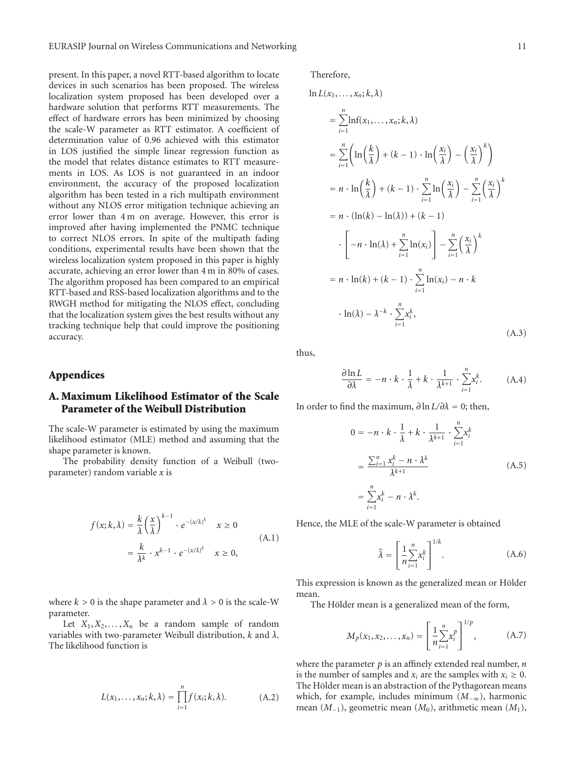present. In this paper, a novel RTT-based algorithm to locate devices in such scenarios has been proposed. The wireless localization system proposed has been developed over a hardware solution that performs RTT measurements. The effect of hardware errors has been minimized by choosing the scale-W parameter as RTT estimator. A coefficient of determination value of 0.96 achieved with this estimator in LOS justified the simple linear regression function as the model that relates distance estimates to RTT measurements in LOS. As LOS is not guaranteed in an indoor environment, the accuracy of the proposed localization algorithm has been tested in a rich multipath environment without any NLOS error mitigation technique achieving an error lower than 4 m on average. However, this error is improved after having implemented the PNMC technique to correct NLOS errors. In spite of the multipath fading conditions, experimental results have been shown that the wireless localization system proposed in this paper is highly accurate, achieving an error lower than 4 m in 80% of cases. The algorithm proposed has been compared to an empirical RTT-based and RSS-based localization algorithms and to the RWGH method for mitigating the NLOS effect, concluding that the localization system gives the best results without any tracking technique help that could improve the positioning accuracy.

## Appendices

### A. Maximum Likelihood Estimator of the Scale Parameter of the Weibull Distribution

The scale-W parameter is estimated by using the maximum likelihood estimator (MLE) method and assuming that the shape parameter is known.

The probability density function of a Weibull (two-parameter) random variable $x$ is

$$
\begin{aligned}
f(x;k,\lambda) &= \frac{k}{\lambda}\left(\frac{x}{\lambda}\right)^{k-1} \cdot e^{-(x/\lambda)^k} \quad x \geq 0 \\
&= \frac{k}{\lambda^k} \cdot x^{k-1} \cdot e^{-(x/\lambda)^k} \quad x \geq 0,
\end{aligned}
\tag{A.1}
$$

where $k > 0$ is the shape parameter and $\lambda > 0$ is the scale-W parameter.

Let $X_1, X_2, \ldots, X_n$ be a random sample of random variables with two-parameter Weibull distribution, $k$ and $\lambda$. The likelihood function is

$$
L(x_1, \ldots, x_n; k, \lambda) = \prod_{i=1}^{n} f(x_i; k, \lambda). \tag{A.2}
$$

Therefore,

$$
\begin{aligned}
\ln L&(x_1, \ldots, x_n; k, \lambda) \\
&= \sum_{i=1}^{n} \ln f(x_1, \ldots, x_n; k, \lambda) \\
&= \sum_{i=1}^{n} \left( \ln\left(\frac{k}{\lambda}\right) + (k-1) \cdot \ln\left(\frac{x_i}{\lambda}\right) - \left(\frac{x_i}{\lambda}\right)^k \right) \\
&= n \cdot \ln\left(\frac{k}{\lambda}\right) + (k-1) \cdot \sum_{i=1}^{n} \ln\left(\frac{x_i}{\lambda}\right) - \sum_{i=1}^{n} \left(\frac{x_i}{\lambda}\right)^k \\
&= n \cdot (\ln(k) - \ln(\lambda)) + (k-1) \\
&\quad \cdot \left[ -n \cdot \ln(\lambda) + \sum_{i=1}^{n} \ln(x_i) \right] - \sum_{i=1}^{n} \left(\frac{x_i}{\lambda}\right)^k \\
&= n \cdot \ln(k) + (k-1) \cdot \sum_{i=1}^{n} \ln(x_i) - n \cdot k \\
&\quad \cdot \ln(\lambda) - \lambda^{-k} \cdot \sum_{i=1}^{n} x_i^k,
\end{aligned}
\tag{A.3}
$$

thus,

$$
\frac{\partial \ln L}{\partial \lambda} = -n \cdot k \cdot \frac{1}{\lambda} + k \cdot \frac{1}{\lambda^{k+1}} \cdot \sum_{i=1}^{n} x_i^k. \tag{A.4}
$$

In order to find the maximum, $\partial \ln L / \partial \lambda = 0$; then,

$$
\begin{aligned}
0 &= -n \cdot k \cdot \frac{1}{\lambda} + k \cdot \frac{1}{\lambda^{k+1}} \cdot \sum_{i=1}^{n} x_i^k \\
&= \frac{\sum_{i=1}^{n} x_i^k - n \cdot \lambda^k}{\lambda^{k+1}} \\
&= \sum_{i=1}^{n} x_i^k - n \cdot \lambda^k.
\end{aligned}
\tag{A.5}
$$

Hence, the MLE of the scale-W parameter is obtained

$$
\hat{\lambda} = \left[ \frac{1}{n} \sum_{i=1}^{n} x_i^k \right]^{1/k}. \tag{A.6}
$$

This expression is known as the generalized mean or Hölder mean.

The Hölder mean is a generalized mean of the form,

$$
M_p(x_1, x_2, \ldots, x_n) = \left[ \frac{1}{n} \sum_{i=1}^{n} x_i^p \right]^{1/p}, \tag{A.7}
$$

where the parameter $p$ is an affinely extended real number, $n$ is the number of samples and $x_i$ are the samples with $x_i \geq 0$. The Hölder mean is an abstraction of the Pythagorean means which, for example, includes minimum ($M_{-\infty}$), harmonic mean ($M_{-1}$), geometric mean ($M_0$), arithmetic mean ($M_1$),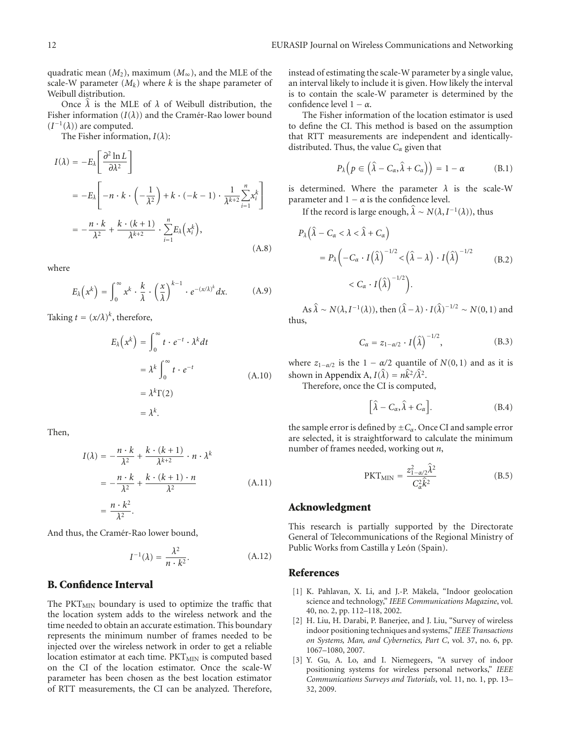quadratic mean ($M_2$), maximum ($M_\infty$), and the MLE of the scale-W parameter ($M_k$) where $k$ is the shape parameter of Weibull distribution.

Once $\hat{\lambda}$ is the MLE of $\lambda$ of Weibull distribution, the Fisher information ($I(\lambda)$) and the Cramér-Rao lower bound ($I^{-1}(\lambda)$) are computed.

The Fisher information, $I(\lambda)$:

$$
\begin{aligned}
I(\lambda) &= -E_\lambda\left[\frac{\partial^2 \ln L}{\partial \lambda^2}\right] \\
&= -E_\lambda\left[-n\cdot k\cdot\left(-\frac{1}{\lambda^2}\right) + k\cdot(-k-1)\cdot\frac{1}{\lambda^{k+2}}\sum_{i=1}^{n} x_i^k\right] \\
&= -\frac{n\cdot k}{\lambda^2} + \frac{k\cdot(k+1)}{\lambda^{k+2}}\cdot\sum_{i=1}^{n} E_\lambda\left(x_i^k\right),
\end{aligned}
\tag{A.8}
$$

where

$$
E_\lambda\left(x^k\right) = \int_0^\infty x^k \cdot \frac{k}{\lambda}\cdot\left(\frac{x}{\lambda}\right)^{k-1}\cdot e^{-(x/\lambda)^k}dx. \tag{A.9}
$$

Taking $t = (x/\lambda)^k$, therefore,

$$
\begin{aligned}
E_\lambda\left(x^k\right) &= \int_0^\infty t\cdot e^{-t}\cdot\lambda^k dt \\
&= \lambda^k\int_0^\infty t\cdot e^{-t} \\
&= \lambda^k\Gamma(2) \\
&= \lambda^k.
\end{aligned}
\tag{A.10}
$$

Then,

$$
\begin{aligned}
I(\lambda) &= -\frac{n\cdot k}{\lambda^2} + \frac{k\cdot(k+1)}{\lambda^{k+2}}\cdot n\cdot\lambda^k \\
&= -\frac{n\cdot k}{\lambda^2} + \frac{k\cdot(k+1)\cdot n}{\lambda^2} \\
&= \frac{n\cdot k^2}{\lambda^2}.
\end{aligned}
\tag{A.11}
$$

And thus, the Cramér-Rao lower bound,

$$
I^{-1}(\lambda) = \frac{\lambda^2}{n\cdot k^2}. \tag{A.12}
$$

## B. Confidence Interval

The $\text{PKT}_{\text{MIN}}$ boundary is used to optimize the traffic that the location system adds to the wireless network and the time needed to obtain an accurate estimation. This boundary represents the minimum number of frames needed to be injected over the wireless network in order to get a reliable location estimator at each time. $\text{PKT}_{\text{MIN}}$ is computed based on the CI of the location estimator. Once the scale-W parameter has been chosen as the best location estimator of RTT measurements, the CI can be analyzed. Therefore, instead of estimating the scale-W parameter by a single value, an interval likely to include it is given. How likely the interval is to contain the scale-W parameter is determined by the confidence level $1-\alpha$.

The Fisher information of the location estimator is used to define the CI. This method is based on the assumption that RTT measurements are independent and identically-distributed. Thus, the value $C_\alpha$ given that

$$
P_\lambda\left(p \in \left(\hat{\lambda} - C_\alpha, \hat{\lambda} + C_\alpha\right)\right) = 1-\alpha \tag{B.1}
$$

is determined. Where the parameter $\lambda$ is the scale-W parameter and $1-\alpha$ is the confidence level.

If the record is large enough, $\hat{\lambda} \sim N(\lambda, I^{-1}(\lambda))$, thus

$$
\begin{aligned}
P_\lambda&\left(\hat{\lambda} - C_\alpha < \lambda < \hat{\lambda} + C_\alpha\right) \\
&= P_\lambda\left(-C_\alpha\cdot I\left(\hat{\lambda}\right)^{-1/2} < \left(\hat{\lambda} - \lambda\right)\cdot I\left(\hat{\lambda}\right)^{-1/2} < C_\alpha\cdot I\left(\hat{\lambda}\right)^{-1/2}\right).
\end{aligned}
\tag{B.2}
$$

As $\hat{\lambda} \sim N(\lambda, I^{-1}(\lambda))$, then $(\hat{\lambda} - \lambda)\cdot I(\hat{\lambda})^{-1/2} \sim N(0,1)$ and thus,

$$
C_\alpha = z_{1-\alpha/2}\cdot I\left(\hat{\lambda}\right)^{-1/2}, \tag{B.3}
$$

where $z_{1-\alpha/2}$ is the $1-\alpha/2$ quantile of $N(0,1)$ and as it is shown in Appendix A, $I(\hat{\lambda}) = n\hat{k}^2/\hat{\lambda}^2$.

Therefore, once the CI is computed,

$$
\left[\hat{\lambda} - C_\alpha, \hat{\lambda} + C_\alpha\right]. \tag{B.4}
$$

the sample error is defined by $\pm C_\alpha$. Once CI and sample error are selected, it is straightforward to calculate the minimum number of frames needed, working out $n$,

$$
\text{PKT}_{\text{MIN}} = \frac{z_{1-\alpha/2}^2\hat{\lambda}^2}{C_\alpha^2\hat{k}^2} \tag{B.5}
$$

## Acknowledgment

This research is partially supported by the Directorate General of Telecommunications of the Regional Ministry of Public Works from Castilla y León (Spain).

## References

[1] K. Pahlavan, X. Li, and J.-P. Mäkelä, "Indoor geolocation science and technology," *IEEE Communications Magazine*, vol. 40, no. 2, pp. 112–118, 2002.

[2] H. Liu, H. Darabi, P. Banerjee, and J. Liu, "Survey of wireless indoor positioning techniques and systems," *IEEE Transactions on Systems, Man, and Cybernetics, Part C*, vol. 37, no. 6, pp. 1067–1080, 2007.

[3] Y. Gu, A. Lo, and I. Niemegeers, "A survey of indoor positioning systems for wireless personal networks," *IEEE Communications Surveys and Tutorials*, vol. 11, no. 1, pp. 13–32, 2009.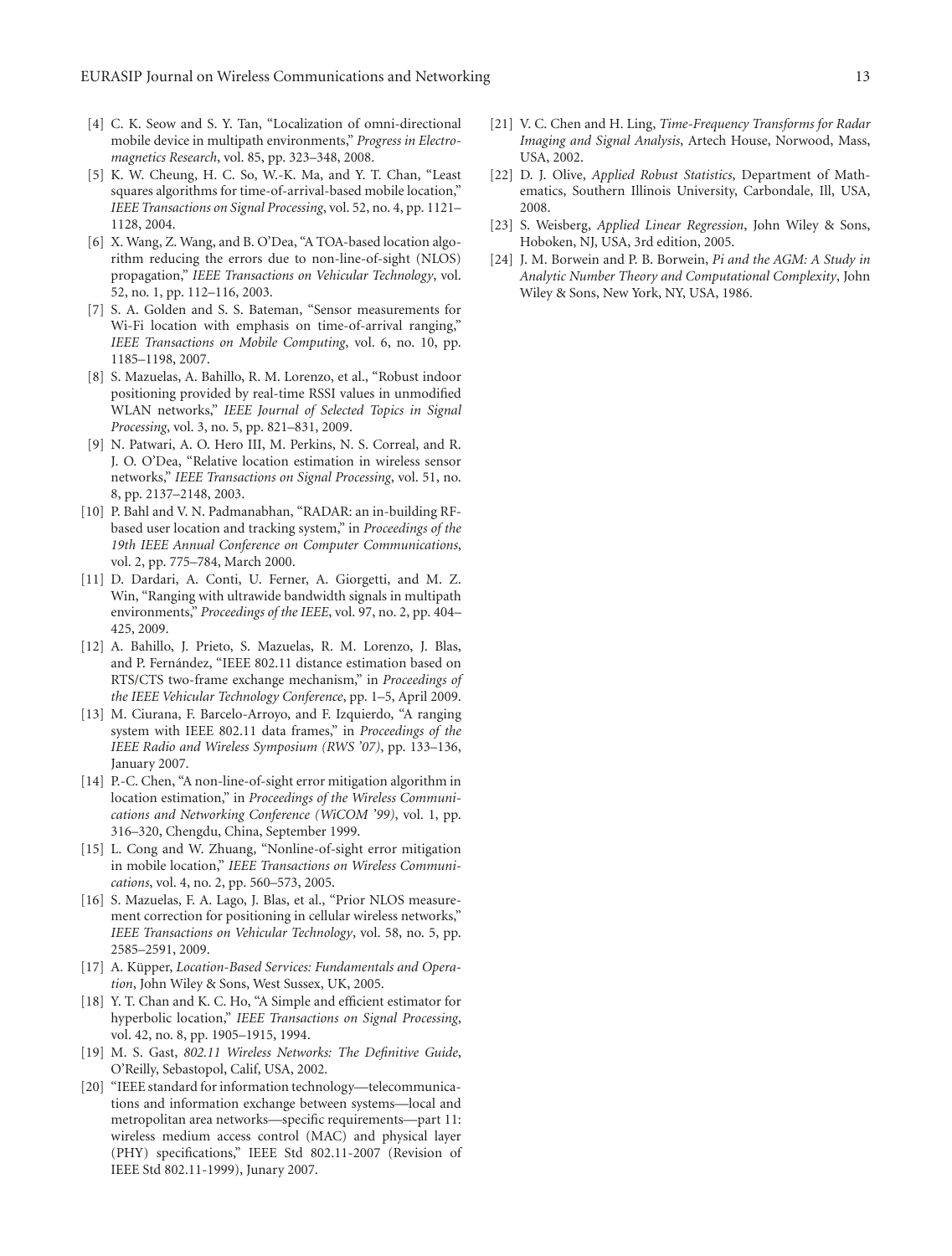[4] C. K. Seow and S. Y. Tan, "Localization of omni-directional mobile device in multipath environments," *Progress in Electromagnetics Research*, vol. 85, pp. 323–348, 2008.

[5] K. W. Cheung, H. C. So, W.-K. Ma, and Y. T. Chan, "Least squares algorithms for time-of-arrival-based mobile location," *IEEE Transactions on Signal Processing*, vol. 52, no. 4, pp. 1121–1128, 2004.

[6] X. Wang, Z. Wang, and B. O'Dea, "A TOA-based location algorithm reducing the errors due to non-line-of-sight (NLOS) propagation," *IEEE Transactions on Vehicular Technology*, vol. 52, no. 1, pp. 112–116, 2003.

[7] S. A. Golden and S. S. Bateman, "Sensor measurements for Wi-Fi location with emphasis on time-of-arrival ranging," *IEEE Transactions on Mobile Computing*, vol. 6, no. 10, pp. 1185–1198, 2007.

[8] S. Mazuelas, A. Bahillo, R. M. Lorenzo, et al., "Robust indoor positioning provided by real-time RSSI values in unmodified WLAN networks," *IEEE Journal of Selected Topics in Signal Processing*, vol. 3, no. 5, pp. 821–831, 2009.

[9] N. Patwari, A. O. Hero III, M. Perkins, N. S. Correal, and R. J. O. O'Dea, "Relative location estimation in wireless sensor networks," *IEEE Transactions on Signal Processing*, vol. 51, no. 8, pp. 2137–2148, 2003.

[10] P. Bahl and V. N. Padmanabhan, "RADAR: an in-building RF-based user location and tracking system," in *Proceedings of the 19th IEEE Annual Conference on Computer Communications*, vol. 2, pp. 775–784, March 2000.

[11] D. Dardari, A. Conti, U. Ferner, A. Giorgetti, and M. Z. Win, "Ranging with ultrawide bandwidth signals in multipath environments," *Proceedings of the IEEE*, vol. 97, no. 2, pp. 404–425, 2009.

[12] A. Bahillo, J. Prieto, S. Mazuelas, R. M. Lorenzo, J. Blas, and P. Fernández, "IEEE 802.11 distance estimation based on RTS/CTS two-frame exchange mechanism," in *Proceedings of the IEEE Vehicular Technology Conference*, pp. 1–5, April 2009.

[13] M. Ciurana, F. Barcelo-Arroyo, and F. Izquierdo, "A ranging system with IEEE 802.11 data frames," in *Proceedings of the IEEE Radio and Wireless Symposium (RWS '07)*, pp. 133–136, January 2007.

[14] P.-C. Chen, "A non-line-of-sight error mitigation algorithm in location estimation," in *Proceedings of the Wireless Communications and Networking Conference (WiCOM '99)*, vol. 1, pp. 316–320, Chengdu, China, September 1999.

[15] L. Cong and W. Zhuang, "Nonline-of-sight error mitigation in mobile location," *IEEE Transactions on Wireless Communications*, vol. 4, no. 2, pp. 560–573, 2005.

[16] S. Mazuelas, F. A. Lago, J. Blas, et al., "Prior NLOS measurement correction for positioning in cellular wireless networks," *IEEE Transactions on Vehicular Technology*, vol. 58, no. 5, pp. 2585–2591, 2009.

[17] A. Küpper, *Location-Based Services: Fundamentals and Operation*, John Wiley & Sons, West Sussex, UK, 2005.

[18] Y. T. Chan and K. C. Ho, "A Simple and efficient estimator for hyperbolic location," *IEEE Transactions on Signal Processing*, vol. 42, no. 8, pp. 1905–1915, 1994.

[19] M. S. Gast, *802.11 Wireless Networks: The Definitive Guide*, O'Reilly, Sebastopol, Calif, USA, 2002.

[20] "IEEE standard for information technology—telecommunications and information exchange between systems—local and metropolitan area networks—specific requirements—part 11: wireless medium access control (MAC) and physical layer (PHY) specifications," IEEE Std 802.11-2007 (Revision of IEEE Std 802.11-1999), Junary 2007.

[21] V. C. Chen and H. Ling, *Time-Frequency Transforms for Radar Imaging and Signal Analysis*, Artech House, Norwood, Mass, USA, 2002.

[22] D. J. Olive, *Applied Robust Statistics*, Department of Mathematics, Southern Illinois University, Carbondale, Ill, USA, 2008.

[23] S. Weisberg, *Applied Linear Regression*, John Wiley & Sons, Hoboken, NJ, USA, 3rd edition, 2005.

[24] J. M. Borwein and P. B. Borwein, *Pi and the AGM: A Study in Analytic Number Theory and Computational Complexity*, John Wiley & Sons, New York, NY, USA, 1986.